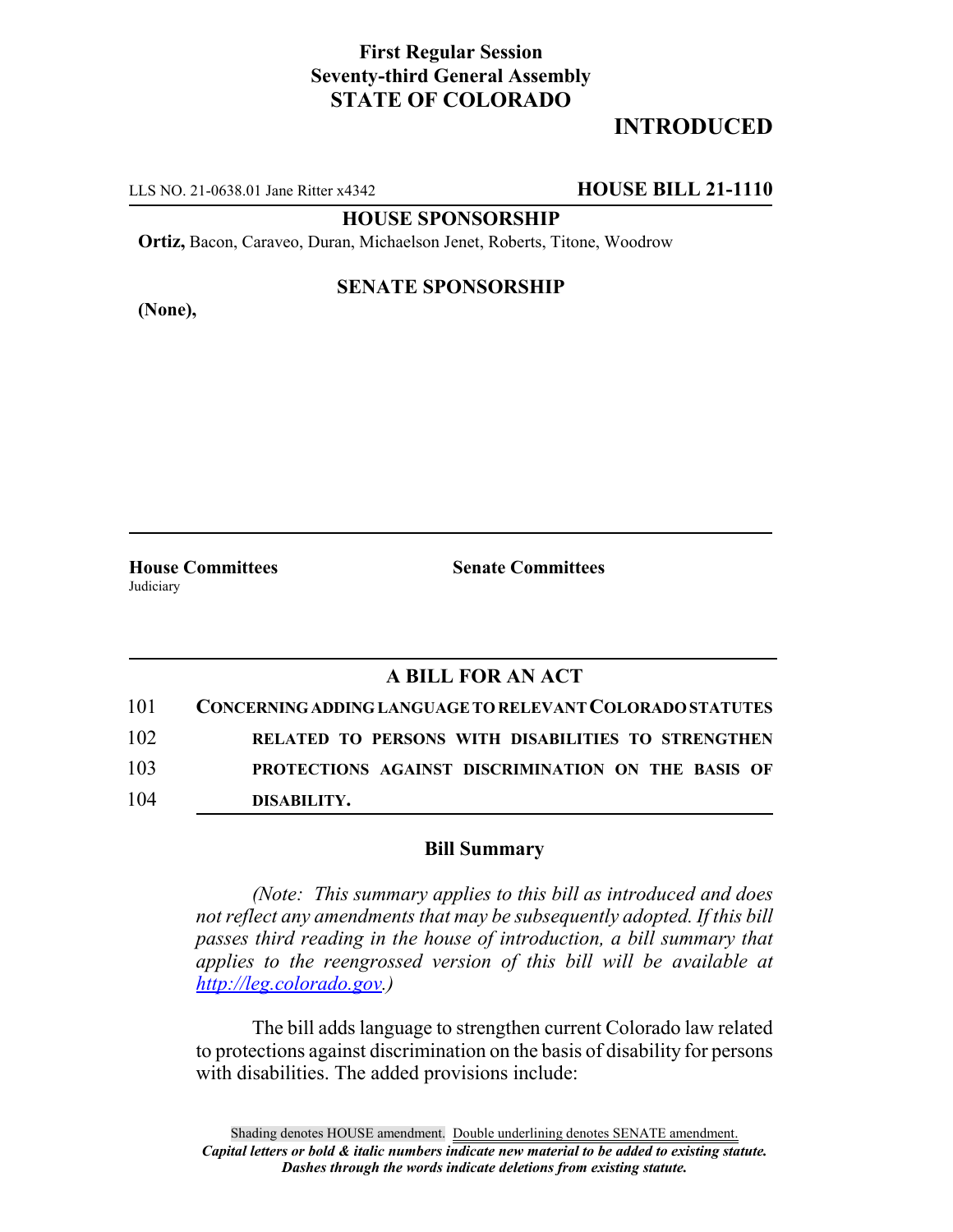**First Regular Session**
**Seventy-third General Assembly**
**STATE OF COLORADO**

# INTRODUCED

LLS NO. 21-0638.01 Jane Ritter x4342 **HOUSE BILL 21-1110**

**HOUSE SPONSORSHIP**

**Ortiz,** Bacon, Caraveo, Duran, Michaelson Jenet, Roberts, Titone, Woodrow

**SENATE SPONSORSHIP**

**(None),**

**House Committees**
Judiciary

**Senate Committees**

## A BILL FOR AN ACT

101 **CONCERNING ADDING LANGUAGE TO RELEVANT COLORADO STATUTES**
102 **RELATED TO PERSONS WITH DISABILITIES TO STRENGTHEN**
103 **PROTECTIONS AGAINST DISCRIMINATION ON THE BASIS OF**
104 **DISABILITY.**

### Bill Summary

*(Note: This summary applies to this bill as introduced and does not reflect any amendments that may be subsequently adopted. If this bill passes third reading in the house of introduction, a bill summary that applies to the reengrossed version of this bill will be available at http://leg.colorado.gov.)*

The bill adds language to strengthen current Colorado law related to protections against discrimination on the basis of disability for persons with disabilities. The added provisions include:

Shading denotes HOUSE amendment. Double underlining denotes SENATE amendment.
*Capital letters or bold & italic numbers indicate new material to be added to existing statute.*
*Dashes through the words indicate deletions from existing statute.*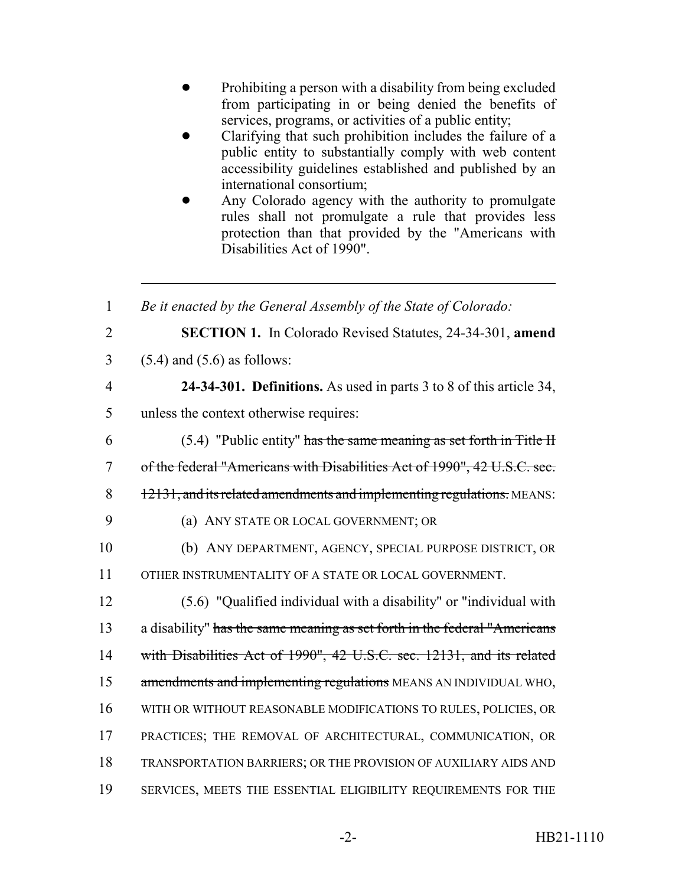- Prohibiting a person with a disability from being excluded from participating in or being denied the benefits of services, programs, or activities of a public entity;
- Clarifying that such prohibition includes the failure of a public entity to substantially comply with web content accessibility guidelines established and published by an international consortium;
- Any Colorado agency with the authority to promulgate rules shall not promulgate a rule that provides less protection than that provided by the "Americans with Disabilities Act of 1990".

---

1 *Be it enacted by the General Assembly of the State of Colorado:*

2 **SECTION 1.** In Colorado Revised Statutes, 24-34-301, **amend**

3 (5.4) and (5.6) as follows:

4 **24-34-301. Definitions.** As used in parts 3 to 8 of this article 34,

5 unless the context otherwise requires:

6 (5.4) "Public entity" ~~has the same meaning as set forth in Title II~~

7 ~~of the federal "Americans with Disabilities Act of 1990", 42 U.S.C. sec.~~

8 ~~12131, and its related amendments and implementing regulations.~~ MEANS:

9 (a) ANY STATE OR LOCAL GOVERNMENT; OR

10 (b) ANY DEPARTMENT, AGENCY, SPECIAL PURPOSE DISTRICT, OR

11 OTHER INSTRUMENTALITY OF A STATE OR LOCAL GOVERNMENT.

12 (5.6) "Qualified individual with a disability" or "individual with

13 a disability" ~~has the same meaning as set forth in the federal "Americans~~

14 ~~with Disabilities Act of 1990", 42 U.S.C. sec. 12131, and its related~~

15 ~~amendments and implementing regulations~~ MEANS AN INDIVIDUAL WHO,

16 WITH OR WITHOUT REASONABLE MODIFICATIONS TO RULES, POLICIES, OR

17 PRACTICES; THE REMOVAL OF ARCHITECTURAL, COMMUNICATION, OR

18 TRANSPORTATION BARRIERS; OR THE PROVISION OF AUXILIARY AIDS AND

19 SERVICES, MEETS THE ESSENTIAL ELIGIBILITY REQUIREMENTS FOR THE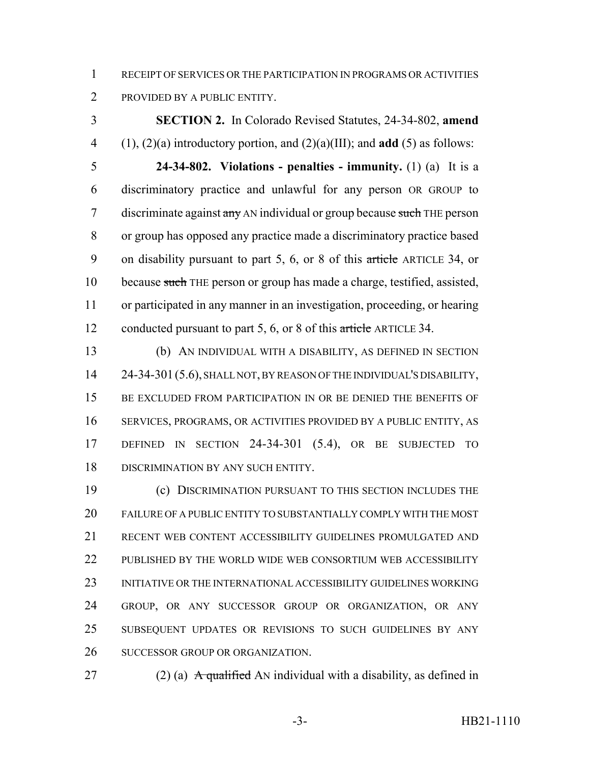RECEIPT OF SERVICES OR THE PARTICIPATION IN PROGRAMS OR ACTIVITIES PROVIDED BY A PUBLIC ENTITY.

**SECTION 2.** In Colorado Revised Statutes, 24-34-802, **amend** (1), (2)(a) introductory portion, and (2)(a)(III); and **add** (5) as follows:

**24-34-802. Violations - penalties - immunity.** (1) (a) It is a discriminatory practice and unlawful for any person OR GROUP to discriminate against ~~any~~ AN individual or group because ~~such~~ THE person or group has opposed any practice made a discriminatory practice based on disability pursuant to part 5, 6, or 8 of this ~~article~~ ARTICLE 34, or because ~~such~~ THE person or group has made a charge, testified, assisted, or participated in any manner in an investigation, proceeding, or hearing conducted pursuant to part 5, 6, or 8 of this ~~article~~ ARTICLE 34.

(b) AN INDIVIDUAL WITH A DISABILITY, AS DEFINED IN SECTION 24-34-301 (5.6), SHALL NOT, BY REASON OF THE INDIVIDUAL'S DISABILITY, BE EXCLUDED FROM PARTICIPATION IN OR BE DENIED THE BENEFITS OF SERVICES, PROGRAMS, OR ACTIVITIES PROVIDED BY A PUBLIC ENTITY, AS DEFINED IN SECTION 24-34-301 (5.4), OR BE SUBJECTED TO DISCRIMINATION BY ANY SUCH ENTITY.

(c) DISCRIMINATION PURSUANT TO THIS SECTION INCLUDES THE FAILURE OF A PUBLIC ENTITY TO SUBSTANTIALLY COMPLY WITH THE MOST RECENT WEB CONTENT ACCESSIBILITY GUIDELINES PROMULGATED AND PUBLISHED BY THE WORLD WIDE WEB CONSORTIUM WEB ACCESSIBILITY INITIATIVE OR THE INTERNATIONAL ACCESSIBILITY GUIDELINES WORKING GROUP, OR ANY SUCCESSOR GROUP OR ORGANIZATION, OR ANY SUBSEQUENT UPDATES OR REVISIONS TO SUCH GUIDELINES BY ANY SUCCESSOR GROUP OR ORGANIZATION.

(2) (a) ~~A qualified~~ AN individual with a disability, as defined in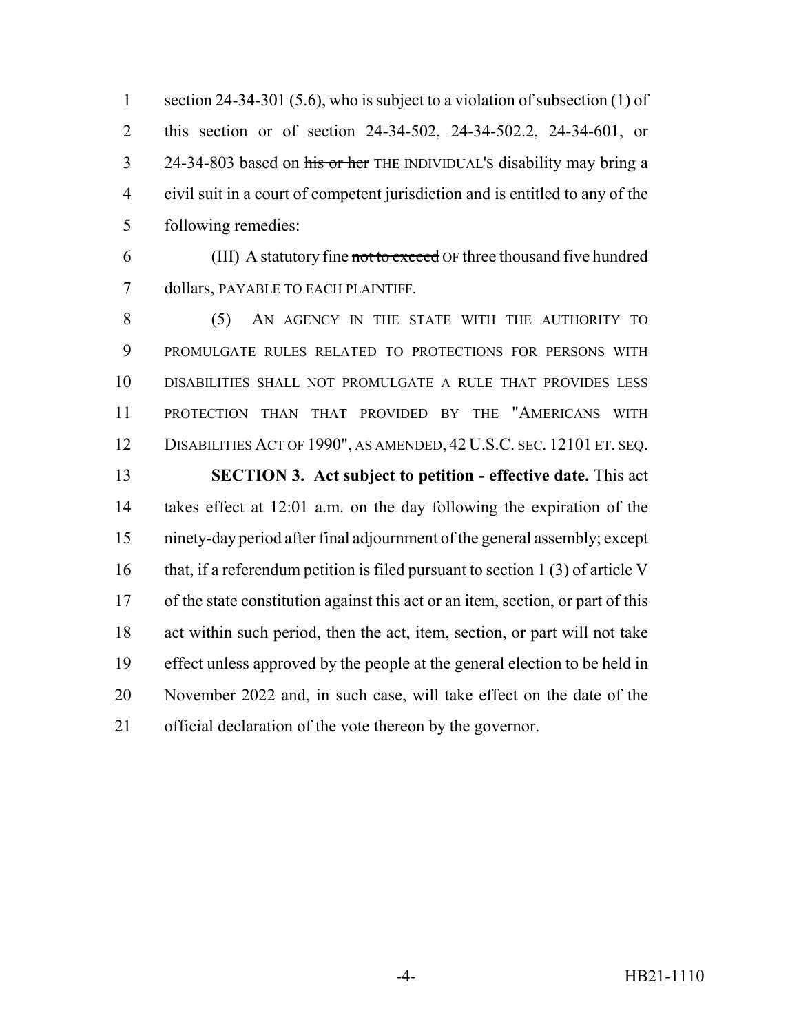section 24-34-301 (5.6), who is subject to a violation of subsection (1) of this section or of section 24-34-502, 24-34-502.2, 24-34-601, or 24-34-803 based on ~~his or her~~ THE INDIVIDUAL'S disability may bring a civil suit in a court of competent jurisdiction and is entitled to any of the following remedies:

(III) A statutory fine ~~not to exceed~~ OF three thousand five hundred dollars, PAYABLE TO EACH PLAINTIFF.

(5) AN AGENCY IN THE STATE WITH THE AUTHORITY TO PROMULGATE RULES RELATED TO PROTECTIONS FOR PERSONS WITH DISABILITIES SHALL NOT PROMULGATE A RULE THAT PROVIDES LESS PROTECTION THAN THAT PROVIDED BY THE "AMERICANS WITH DISABILITIES ACT OF 1990", AS AMENDED, 42 U.S.C. SEC. 12101 ET. SEQ.

**SECTION 3. Act subject to petition - effective date.** This act takes effect at 12:01 a.m. on the day following the expiration of the ninety-day period after final adjournment of the general assembly; except that, if a referendum petition is filed pursuant to section 1 (3) of article V of the state constitution against this act or an item, section, or part of this act within such period, then the act, item, section, or part will not take effect unless approved by the people at the general election to be held in November 2022 and, in such case, will take effect on the date of the official declaration of the vote thereon by the governor.